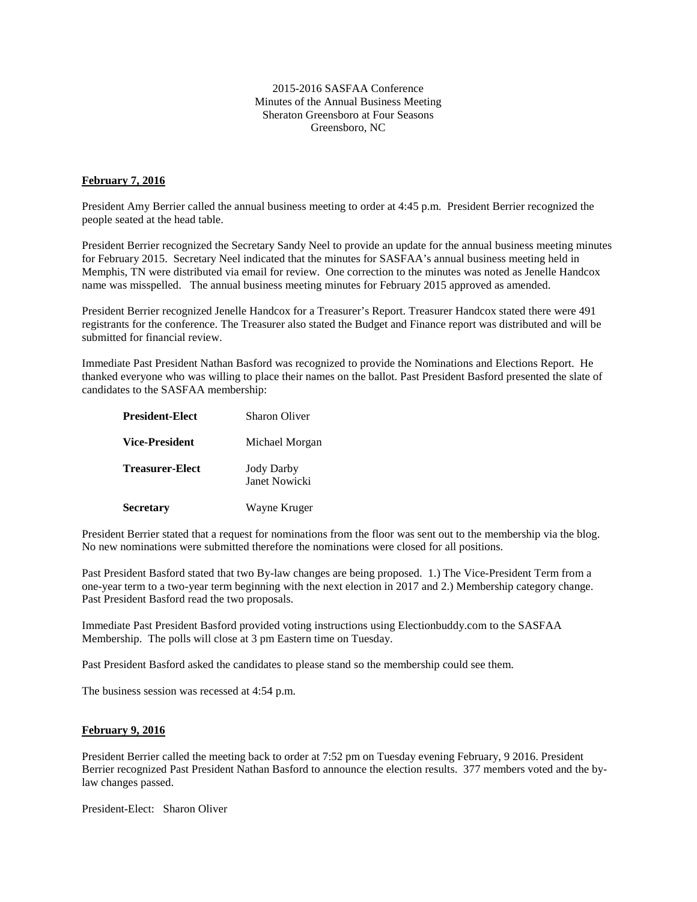2015-2016 SASFAA Conference
Minutes of the Annual Business Meeting
Sheraton Greensboro at Four Seasons
Greensboro, NC

**February 7, 2016**

President Amy Berrier called the annual business meeting to order at 4:45 p.m. President Berrier recognized the people seated at the head table.

President Berrier recognized the Secretary Sandy Neel to provide an update for the annual business meeting minutes for February 2015. Secretary Neel indicated that the minutes for SASFAA's annual business meeting held in Memphis, TN were distributed via email for review. One correction to the minutes was noted as Jenelle Handcox name was misspelled. The annual business meeting minutes for February 2015 approved as amended.

President Berrier recognized Jenelle Handcox for a Treasurer's Report. Treasurer Handcox stated there were 491 registrants for the conference. The Treasurer also stated the Budget and Finance report was distributed and will be submitted for financial review.

Immediate Past President Nathan Basford was recognized to provide the Nominations and Elections Report. He thanked everyone who was willing to place their names on the ballot. Past President Basford presented the slate of candidates to the SASFAA membership:

| | |
|---|---|
| **President-Elect** | Sharon Oliver |
| **Vice-President** | Michael Morgan |
| **Treasurer-Elect** | Jody Darby<br>Janet Nowicki |
| **Secretary** | Wayne Kruger |

President Berrier stated that a request for nominations from the floor was sent out to the membership via the blog. No new nominations were submitted therefore the nominations were closed for all positions.

Past President Basford stated that two By-law changes are being proposed. 1.) The Vice-President Term from a one-year term to a two-year term beginning with the next election in 2017 and 2.) Membership category change. Past President Basford read the two proposals.

Immediate Past President Basford provided voting instructions using Electionbuddy.com to the SASFAA Membership. The polls will close at 3 pm Eastern time on Tuesday.

Past President Basford asked the candidates to please stand so the membership could see them.

The business session was recessed at 4:54 p.m.

**February 9, 2016**

President Berrier called the meeting back to order at 7:52 pm on Tuesday evening February, 9 2016. President Berrier recognized Past President Nathan Basford to announce the election results. 377 members voted and the by-law changes passed.

President-Elect: Sharon Oliver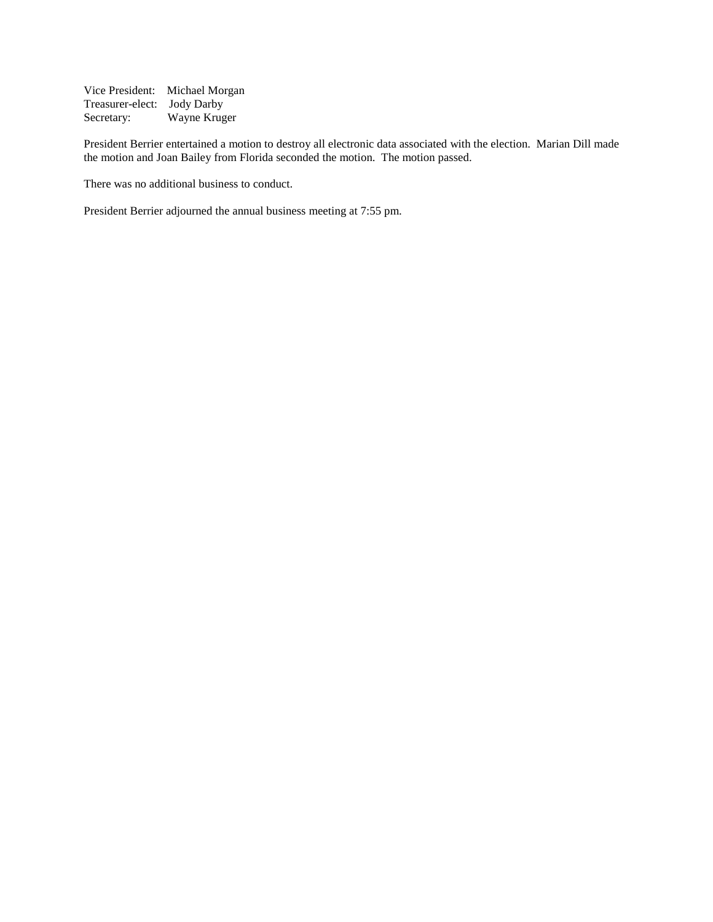Vice President: Michael Morgan
Treasurer-elect: Jody Darby
Secretary: Wayne Kruger

President Berrier entertained a motion to destroy all electronic data associated with the election. Marian Dill made the motion and Joan Bailey from Florida seconded the motion. The motion passed.

There was no additional business to conduct.

President Berrier adjourned the annual business meeting at 7:55 pm.